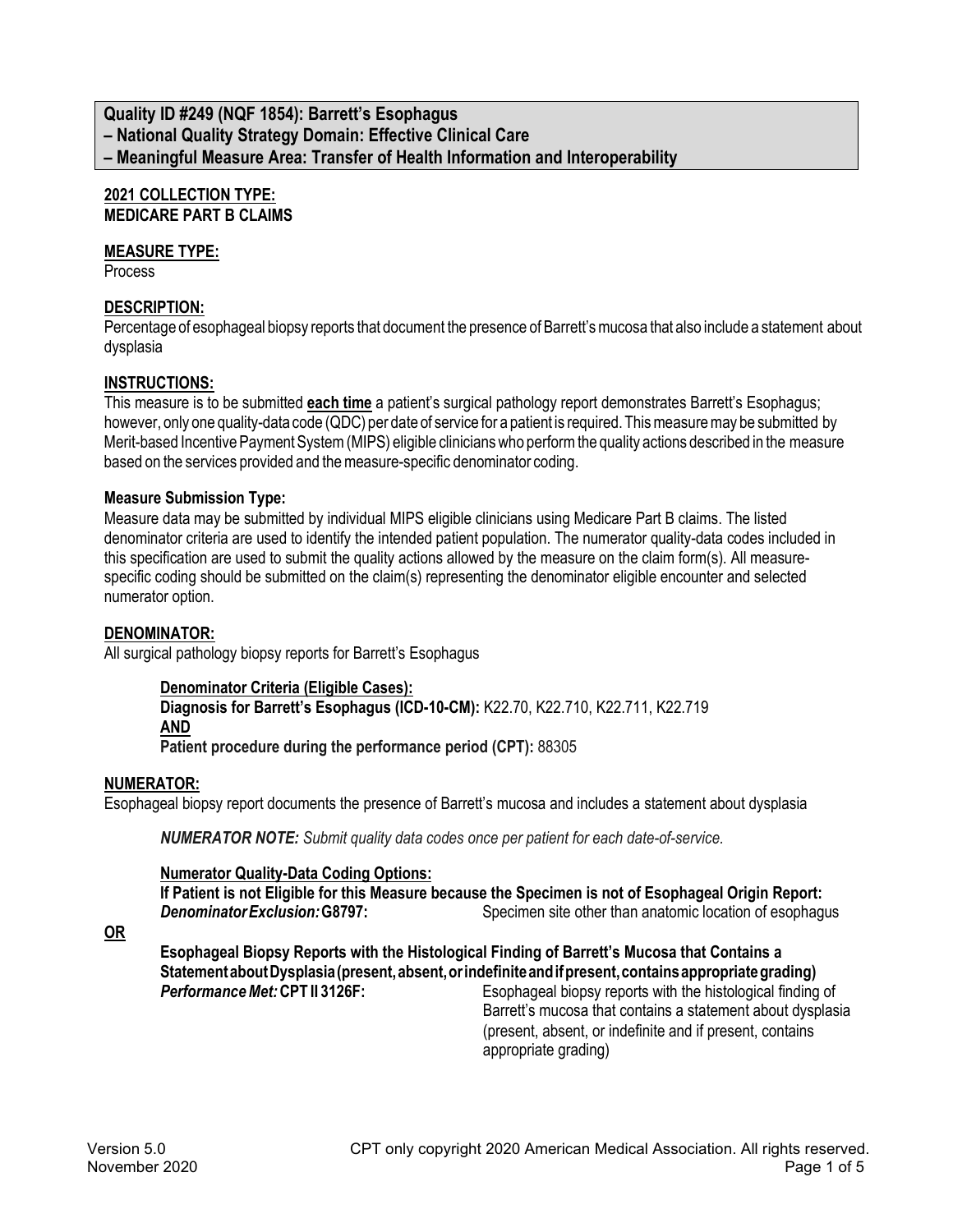## Quality ID #249 (NQF 1854): Barrett's Esophagus
## – National Quality Strategy Domain: Effective Clinical Care
## – Meaningful Measure Area: Transfer of Health Information and Interoperability

**2021 COLLECTION TYPE:**
**MEDICARE PART B CLAIMS**

**MEASURE TYPE:**
Process

**DESCRIPTION:**
Percentage of esophageal biopsy reports that document the presence of Barrett's mucosa that also include a statement about dysplasia

**INSTRUCTIONS:**
This measure is to be submitted **each time** a patient's surgical pathology report demonstrates Barrett's Esophagus; however, only one quality-data code (QDC) per date of service for a patient is required. This measure may be submitted by Merit-based Incentive Payment System (MIPS) eligible clinicians who perform the quality actions described in the measure based on the services provided and the measure-specific denominator coding.

**Measure Submission Type:**
Measure data may be submitted by individual MIPS eligible clinicians using Medicare Part B claims. The listed denominator criteria are used to identify the intended patient population. The numerator quality-data codes included in this specification are used to submit the quality actions allowed by the measure on the claim form(s). All measure-specific coding should be submitted on the claim(s) representing the denominator eligible encounter and selected numerator option.

**DENOMINATOR:**
All surgical pathology biopsy reports for Barrett's Esophagus

**Denominator Criteria (Eligible Cases):**
**Diagnosis for Barrett's Esophagus (ICD-10-CM):** K22.70, K22.710, K22.711, K22.719
**AND**
**Patient procedure during the performance period (CPT):** 88305

**NUMERATOR:**
Esophageal biopsy report documents the presence of Barrett's mucosa and includes a statement about dysplasia

***NUMERATOR NOTE:*** *Submit quality data codes once per patient for each date-of-service.*

**Numerator Quality-Data Coding Options:**
**If Patient is not Eligible for this Measure because the Specimen is not of Esophageal Origin Report:**
***Denominator Exclusion:* G8797:** Specimen site other than anatomic location of esophagus

**OR**

**Esophageal Biopsy Reports with the Histological Finding of Barrett's Mucosa that Contains a Statement about Dysplasia (present, absent, or indefinite and if present, contains appropriate grading)**
***Performance Met:* CPT II 3126F:** Esophageal biopsy reports with the histological finding of Barrett's mucosa that contains a statement about dysplasia (present, absent, or indefinite and if present, contains appropriate grading)

Version 5.0
November 2020

CPT only copyright 2020 American Medical Association. All rights reserved.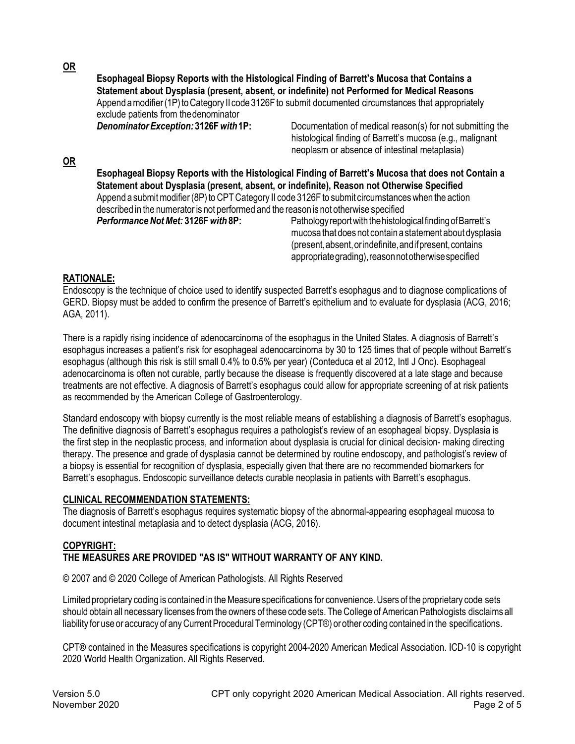**OR**

**Esophageal Biopsy Reports with the Histological Finding of Barrett's Mucosa that Contains a Statement about Dysplasia (present, absent, or indefinite) not Performed for Medical Reasons**

Append a modifier (1P) to Category II code 3126F to submit documented circumstances that appropriately exclude patients from the denominator

***Denominator Exception:* 3126F *with* 1P:** Documentation of medical reason(s) for not submitting the histological finding of Barrett's mucosa (e.g., malignant neoplasm or absence of intestinal metaplasia)

**OR**

**Esophageal Biopsy Reports with the Histological Finding of Barrett's Mucosa that does not Contain a Statement about Dysplasia (present, absent, or indefinite), Reason not Otherwise Specified**

Append a submit modifier (8P) to CPT Category II code 3126F to submit circumstances when the action described in the numerator is not performed and the reason is not otherwise specified

***Performance Not Met:* 3126F *with* 8P:** Pathology report with the histological finding of Barrett's mucosa that does not contain a statement about dysplasia (present, absent, or indefinite, and if present, contains appropriate grading), reason not otherwise specified

## RATIONALE:

Endoscopy is the technique of choice used to identify suspected Barrett's esophagus and to diagnose complications of GERD. Biopsy must be added to confirm the presence of Barrett's epithelium and to evaluate for dysplasia (ACG, 2016; AGA, 2011).

There is a rapidly rising incidence of adenocarcinoma of the esophagus in the United States. A diagnosis of Barrett's esophagus increases a patient's risk for esophageal adenocarcinoma by 30 to 125 times that of people without Barrett's esophagus (although this risk is still small 0.4% to 0.5% per year) (Conteduca et al 2012, Intl J Onc). Esophageal adenocarcinoma is often not curable, partly because the disease is frequently discovered at a late stage and because treatments are not effective. A diagnosis of Barrett's esophagus could allow for appropriate screening of at risk patients as recommended by the American College of Gastroenterology.

Standard endoscopy with biopsy currently is the most reliable means of establishing a diagnosis of Barrett's esophagus. The definitive diagnosis of Barrett's esophagus requires a pathologist's review of an esophageal biopsy. Dysplasia is the first step in the neoplastic process, and information about dysplasia is crucial for clinical decision- making directing therapy. The presence and grade of dysplasia cannot be determined by routine endoscopy, and pathologist's review of a biopsy is essential for recognition of dysplasia, especially given that there are no recommended biomarkers for Barrett's esophagus. Endoscopic surveillance detects curable neoplasia in patients with Barrett's esophagus.

## CLINICAL RECOMMENDATION STATEMENTS:

The diagnosis of Barrett's esophagus requires systematic biopsy of the abnormal-appearing esophageal mucosa to document intestinal metaplasia and to detect dysplasia (ACG, 2016).

## COPYRIGHT:

**THE MEASURES ARE PROVIDED "AS IS" WITHOUT WARRANTY OF ANY KIND.**

© 2007 and © 2020 College of American Pathologists. All Rights Reserved

Limited proprietary coding is contained in the Measure specifications for convenience. Users of the proprietary code sets should obtain all necessary licenses from the owners of these code sets. The College of American Pathologists disclaims all liability for use or accuracy of any Current Procedural Terminology (CPT®) or other coding contained in the specifications.

CPT® contained in the Measures specifications is copyright 2004-2020 American Medical Association. ICD-10 is copyright 2020 World Health Organization. All Rights Reserved.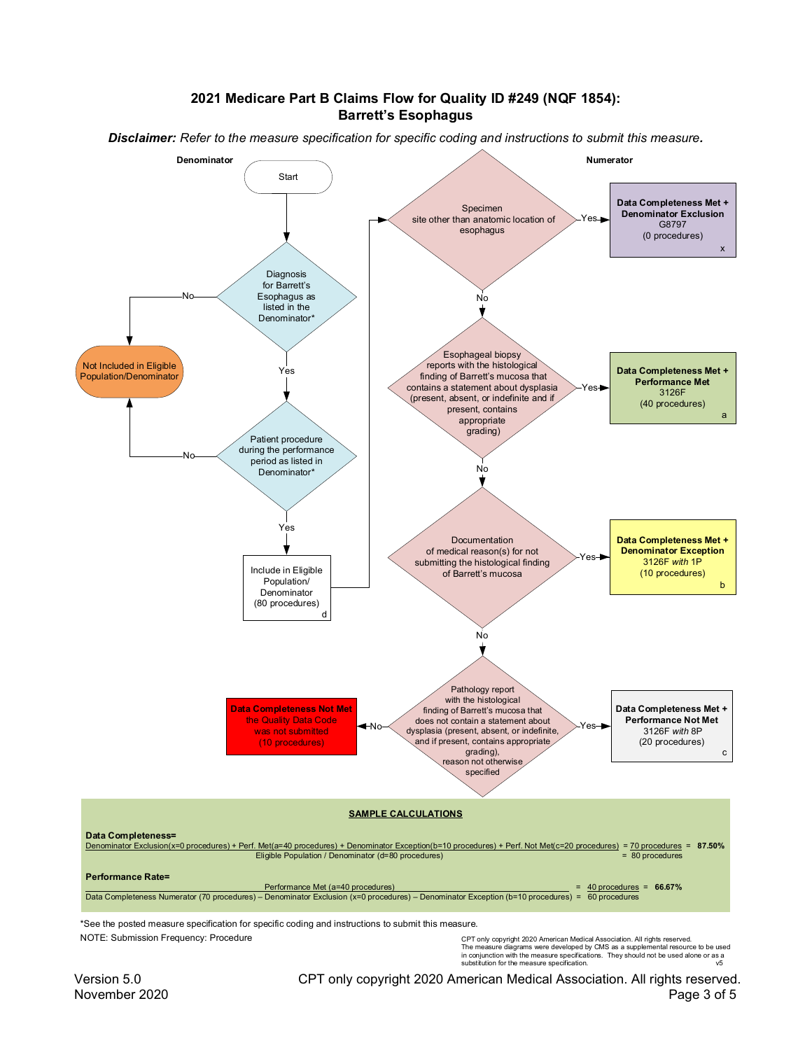# 2021 Medicare Part B Claims Flow for Quality ID #249 (NQF 1854): Barrett's Esophagus

***Disclaimer:** Refer to the measure specification for specific coding and instructions to submit this measure.*

**Denominator**

Start

Diagnosis for Barrett's Esophagus as listed in the Denominator*
- No → Not Included in Eligible Population/Denominator
- Yes → Patient procedure during the performance period as listed in Denominator*
  - No → Not Included in Eligible Population/Denominator
  - Yes → Include in Eligible Population/ Denominator (80 procedures) d

**Numerator**

Specimen site other than anatomic location of esophagus
- Yes → **Data Completeness Met + Denominator Exclusion** G8797 (0 procedures) x
- No → Esophageal biopsy reports with the histological finding of Barrett's mucosa that contains a statement about dysplasia (present, absent, or indefinite and if present, contains appropriate grading)
  - Yes → **Data Completeness Met + Performance Met** 3126F (40 procedures) a
  - No → Documentation of medical reason(s) for not submitting the histological finding of Barrett's mucosa
    - Yes → **Data Completeness Met + Denominator Exception** 3126F *with* 1P (10 procedures) b
    - No → Pathology report with the histological finding of Barrett's mucosa that does not contain a statement about dysplasia (present, absent, or indefinite, and if present, contains appropriate grading), reason not otherwise specified
      - Yes → **Data Completeness Met + Performance Not Met** 3126F *with* 8P (20 procedures) c
      - No → **Data Completeness Not Met** the Quality Data Code was not submitted (10 procedures)

## SAMPLE CALCULATIONS

**Data Completeness=**

Denominator Exclusion(x=0 procedures) + Perf. Met(a=40 procedures) + Denominator Exception(b=10 procedures) + Perf. Not Met(c=20 procedures) = 70 procedures = **87.50%**

Eligible Population / Denominator (d=80 procedures) = 80 procedures

**Performance Rate=**

Performance Met (a=40 procedures) = 40 procedures = **66.67%**

Data Completeness Numerator (70 procedures) – Denominator Exclusion (x=0 procedures) – Denominator Exception (b=10 procedures) = 60 procedures

*See the posted measure specification for specific coding and instructions to submit this measure.

NOTE: Submission Frequency: Procedure

CPT only copyright 2020 American Medical Association. All rights reserved.
The measure diagrams were developed by CMS as a supplemental resource to be used in conjunction with the measure specifications. They should not be used alone or as a substitution for the measure specification. v5

Version 5.0
November 2020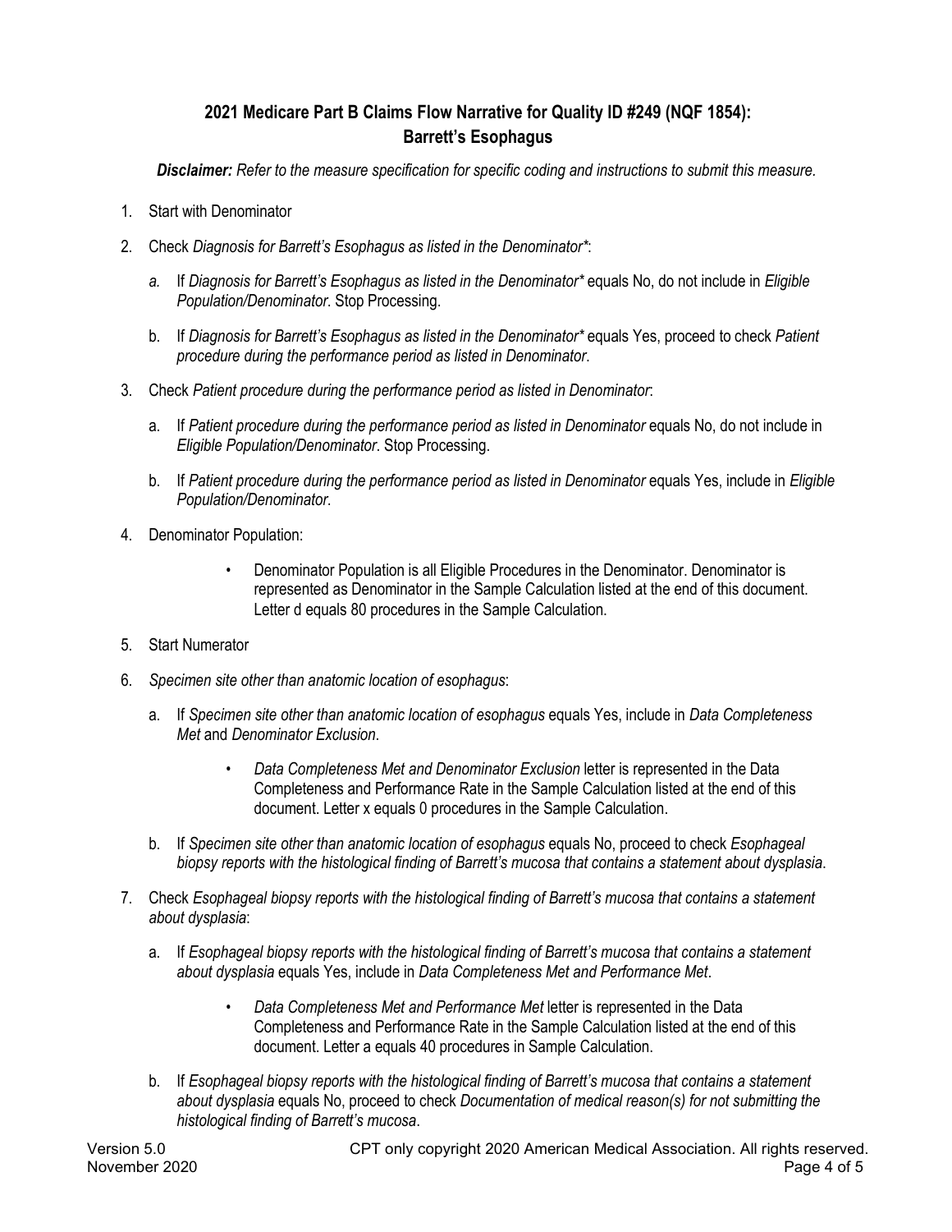## 2021 Medicare Part B Claims Flow Narrative for Quality ID #249 (NQF 1854): Barrett's Esophagus

***Disclaimer:*** *Refer to the measure specification for specific coding and instructions to submit this measure.*

1. Start with Denominator
2. Check *Diagnosis for Barrett's Esophagus as listed in the Denominator**:
   a. If *Diagnosis for Barrett's Esophagus as listed in the Denominator** equals No, do not include in *Eligible Population/Denominator*. Stop Processing.
   b. If *Diagnosis for Barrett's Esophagus as listed in the Denominator** equals Yes, proceed to check *Patient procedure during the performance period as listed in Denominator*.
3. Check *Patient procedure during the performance period as listed in Denominator*:
   a. If *Patient procedure during the performance period as listed in Denominator* equals No, do not include in *Eligible Population/Denominator*. Stop Processing.
   b. If *Patient procedure during the performance period as listed in Denominator* equals Yes, include in *Eligible Population/Denominator*.
4. Denominator Population:
   - Denominator Population is all Eligible Procedures in the Denominator. Denominator is represented as Denominator in the Sample Calculation listed at the end of this document. Letter d equals 80 procedures in the Sample Calculation.
5. Start Numerator
6. *Specimen site other than anatomic location of esophagus*:
   a. If *Specimen site other than anatomic location of esophagus* equals Yes, include in *Data Completeness Met* and *Denominator Exclusion*.
      - *Data Completeness Met and Denominator Exclusion* letter is represented in the Data Completeness and Performance Rate in the Sample Calculation listed at the end of this document. Letter x equals 0 procedures in the Sample Calculation.
   b. If *Specimen site other than anatomic location of esophagus* equals No, proceed to check *Esophageal biopsy reports with the histological finding of Barrett's mucosa that contains a statement about dysplasia*.
7. Check *Esophageal biopsy reports with the histological finding of Barrett's mucosa that contains a statement about dysplasia*:
   a. If *Esophageal biopsy reports with the histological finding of Barrett's mucosa that contains a statement about dysplasia* equals Yes, include in *Data Completeness Met and Performance Met*.
      - *Data Completeness Met and Performance Met* letter is represented in the Data Completeness and Performance Rate in the Sample Calculation listed at the end of this document. Letter a equals 40 procedures in Sample Calculation.
   b. If *Esophageal biopsy reports with the histological finding of Barrett's mucosa that contains a statement about dysplasia* equals No, proceed to check *Documentation of medical reason(s) for not submitting the histological finding of Barrett's mucosa*.

Version 5.0
November 2020

CPT only copyright 2020 American Medical Association. All rights reserved.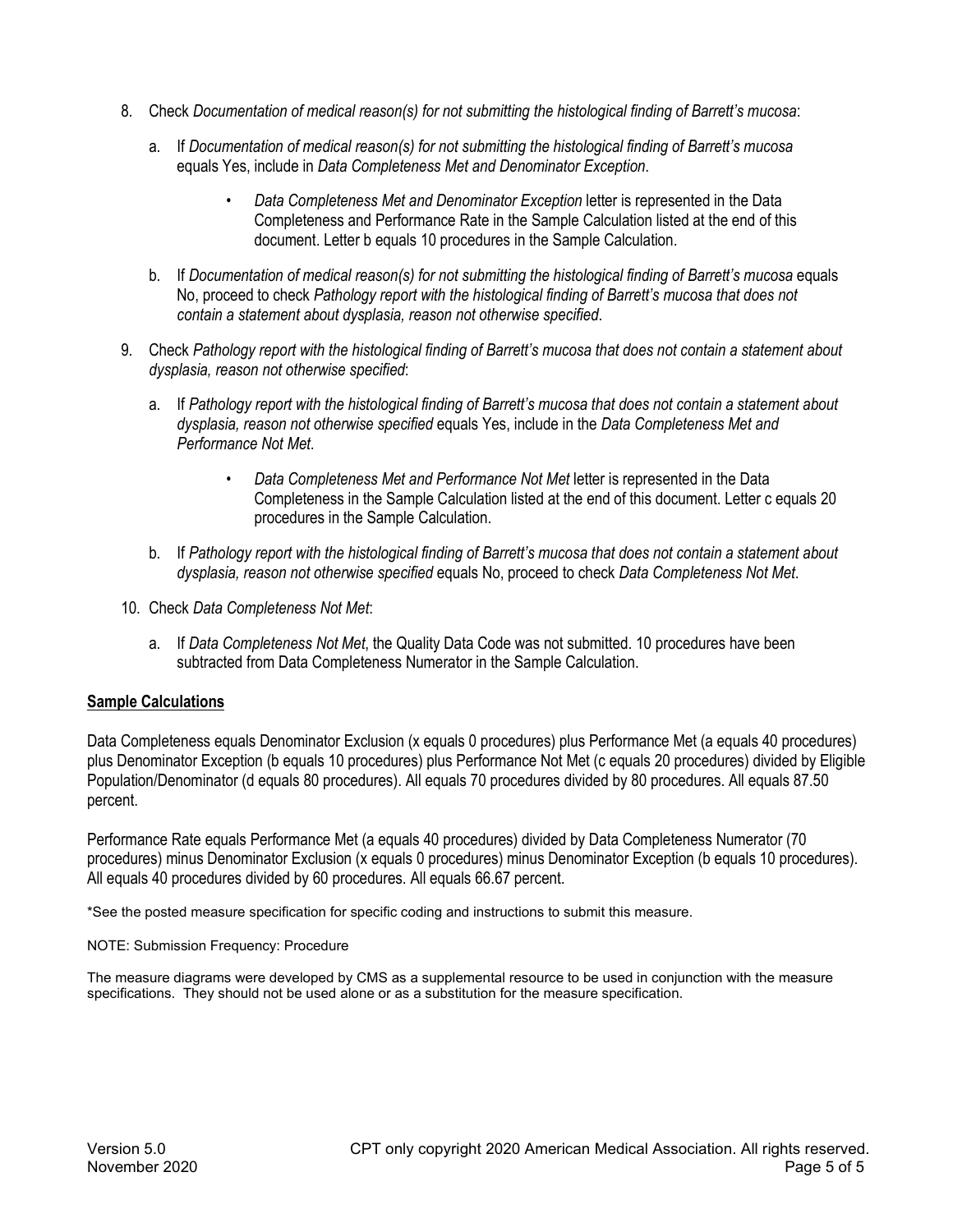8. Check *Documentation of medical reason(s) for not submitting the histological finding of Barrett's mucosa*:

   a. If *Documentation of medical reason(s) for not submitting the histological finding of Barrett's mucosa* equals Yes, include in *Data Completeness Met and Denominator Exception*.

      - *Data Completeness Met and Denominator Exception* letter is represented in the Data Completeness and Performance Rate in the Sample Calculation listed at the end of this document. Letter b equals 10 procedures in the Sample Calculation.

   b. If *Documentation of medical reason(s) for not submitting the histological finding of Barrett's mucosa* equals No, proceed to check *Pathology report with the histological finding of Barrett's mucosa that does not contain a statement about dysplasia, reason not otherwise specified*.

9. Check *Pathology report with the histological finding of Barrett's mucosa that does not contain a statement about dysplasia, reason not otherwise specified*:

   a. If *Pathology report with the histological finding of Barrett's mucosa that does not contain a statement about dysplasia, reason not otherwise specified* equals Yes, include in the *Data Completeness Met and Performance Not Met*.

      - *Data Completeness Met and Performance Not Met* letter is represented in the Data Completeness in the Sample Calculation listed at the end of this document. Letter c equals 20 procedures in the Sample Calculation.

   b. If *Pathology report with the histological finding of Barrett's mucosa that does not contain a statement about dysplasia, reason not otherwise specified* equals No, proceed to check *Data Completeness Not Met*.

10. Check *Data Completeness Not Met*:

    a. If *Data Completeness Not Met*, the Quality Data Code was not submitted. 10 procedures have been subtracted from Data Completeness Numerator in the Sample Calculation.

**<u>Sample Calculations</u>**

Data Completeness equals Denominator Exclusion (x equals 0 procedures) plus Performance Met (a equals 40 procedures) plus Denominator Exception (b equals 10 procedures) plus Performance Not Met (c equals 20 procedures) divided by Eligible Population/Denominator (d equals 80 procedures). All equals 70 procedures divided by 80 procedures. All equals 87.50 percent.

Performance Rate equals Performance Met (a equals 40 procedures) divided by Data Completeness Numerator (70 procedures) minus Denominator Exclusion (x equals 0 procedures) minus Denominator Exception (b equals 10 procedures). All equals 40 procedures divided by 60 procedures. All equals 66.67 percent.

*See the posted measure specification for specific coding and instructions to submit this measure.

NOTE: Submission Frequency: Procedure

The measure diagrams were developed by CMS as a supplemental resource to be used in conjunction with the measure specifications. They should not be used alone or as a substitution for the measure specification.

Version 5.0
November 2020

CPT only copyright 2020 American Medical Association. All rights reserved.